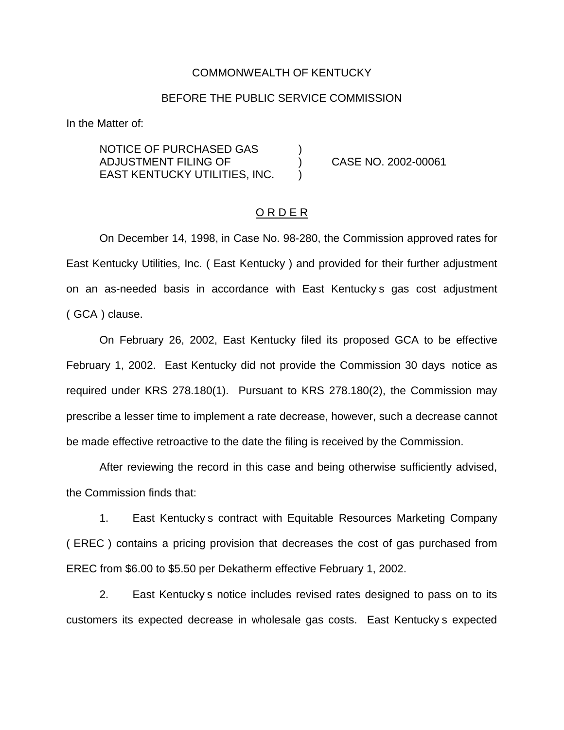COMMONWEALTH OF KENTUCKY

BEFORE THE PUBLIC SERVICE COMMISSION

In the Matter of:

NOTICE OF PURCHASED GAS ADJUSTMENT FILING OF EAST KENTUCKY UTILITIES, INC. ) CASE NO. 2002-00061

O R D E R

On December 14, 1998, in Case No. 98-280, the Commission approved rates for East Kentucky Utilities, Inc. ( East Kentucky ) and provided for their further adjustment on an as-needed basis in accordance with East Kentucky s gas cost adjustment ( GCA ) clause.

On February 26, 2002, East Kentucky filed its proposed GCA to be effective February 1, 2002. East Kentucky did not provide the Commission 30 days notice as required under KRS 278.180(1). Pursuant to KRS 278.180(2), the Commission may prescribe a lesser time to implement a rate decrease, however, such a decrease cannot be made effective retroactive to the date the filing is received by the Commission.

After reviewing the record in this case and being otherwise sufficiently advised, the Commission finds that:

1. East Kentucky s contract with Equitable Resources Marketing Company ( EREC ) contains a pricing provision that decreases the cost of gas purchased from EREC from $6.00 to $5.50 per Dekatherm effective February 1, 2002.

2. East Kentucky s notice includes revised rates designed to pass on to its customers its expected decrease in wholesale gas costs. East Kentucky s expected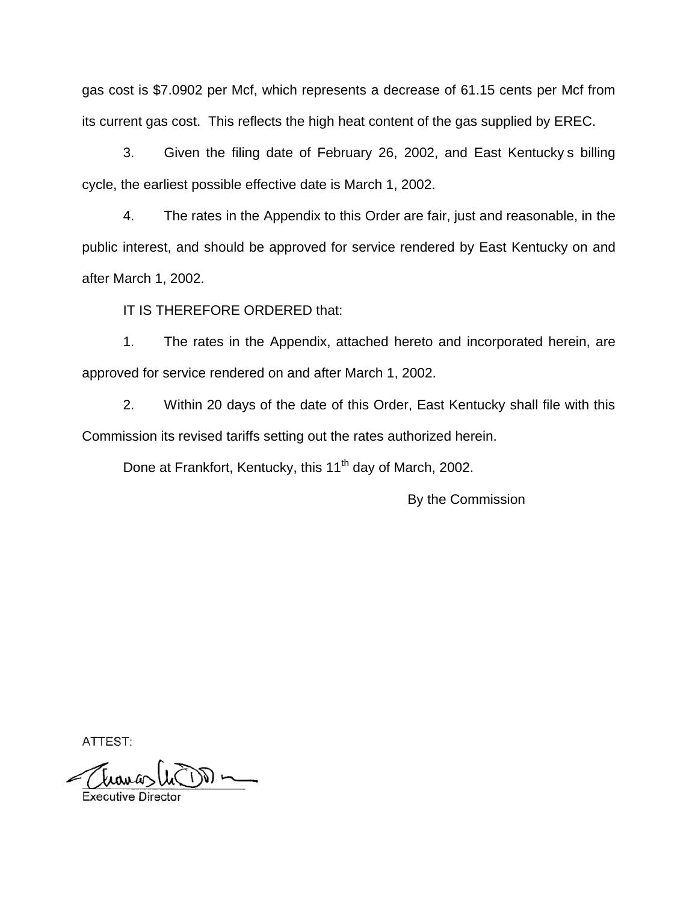gas cost is $7.0902 per Mcf, which represents a decrease of 61.15 cents per Mcf from its current gas cost. This reflects the high heat content of the gas supplied by EREC.

3. Given the filing date of February 26, 2002, and East Kentucky s billing cycle, the earliest possible effective date is March 1, 2002.

4. The rates in the Appendix to this Order are fair, just and reasonable, in the public interest, and should be approved for service rendered by East Kentucky on and after March 1, 2002.

IT IS THEREFORE ORDERED that:

1. The rates in the Appendix, attached hereto and incorporated herein, are approved for service rendered on and after March 1, 2002.

2. Within 20 days of the date of this Order, East Kentucky shall file with this Commission its revised tariffs setting out the rates authorized herein.

Done at Frankfort, Kentucky, this 11th day of March, 2002.

By the Commission

ATTEST:

Executive Director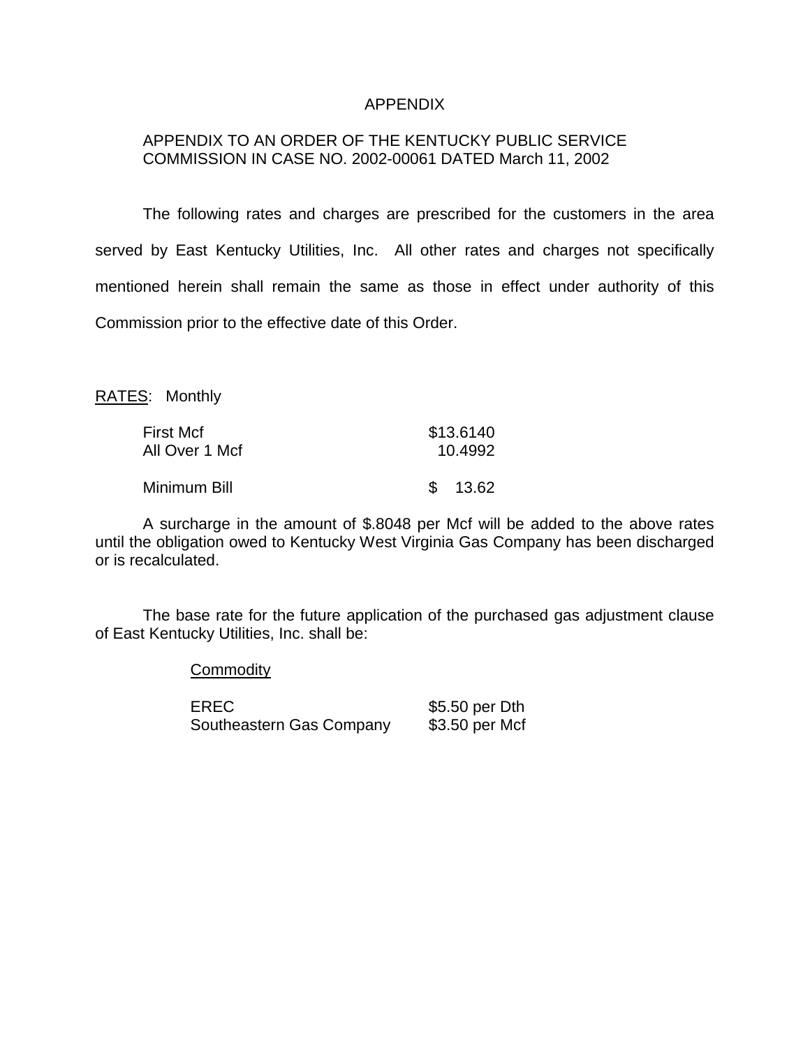# APPENDIX

APPENDIX TO AN ORDER OF THE KENTUCKY PUBLIC SERVICE COMMISSION IN CASE NO. 2002-00061 DATED March 11, 2002

The following rates and charges are prescribed for the customers in the area served by East Kentucky Utilities, Inc. All other rates and charges not specifically mentioned herein shall remain the same as those in effect under authority of this Commission prior to the effective date of this Order.

RATES: Monthly

| | |
|---|---|
| First Mcf | $13.6140 |
| All Over 1 Mcf | 10.4992 |
| Minimum Bill | $ 13.62 |

A surcharge in the amount of $.8048 per Mcf will be added to the above rates until the obligation owed to Kentucky West Virginia Gas Company has been discharged or is recalculated.

The base rate for the future application of the purchased gas adjustment clause of East Kentucky Utilities, Inc. shall be:

Commodity

| | |
|---|---|
| EREC | $5.50 per Dth |
| Southeastern Gas Company | $3.50 per Mcf |